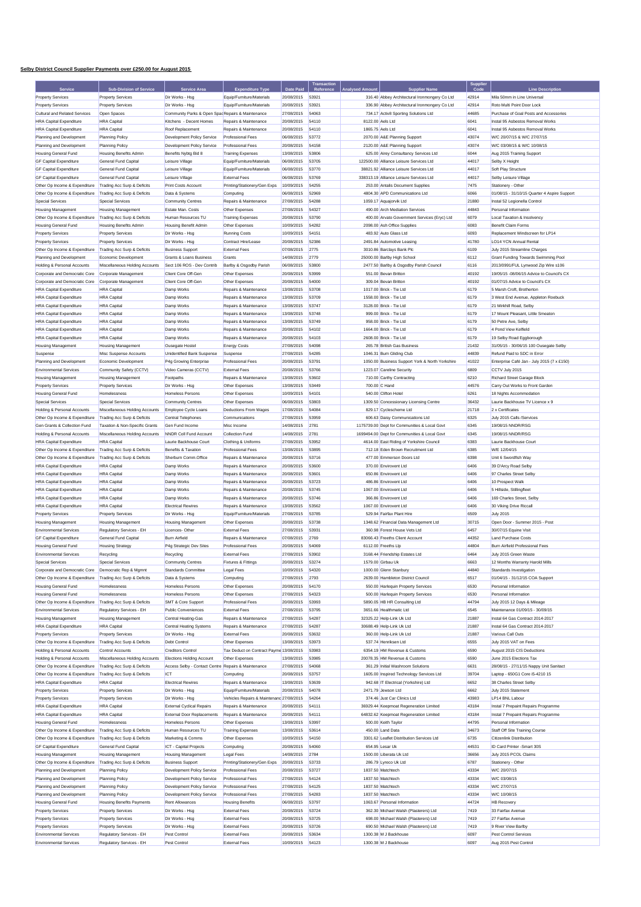**Selby District Council Supplier Payments over £250.00 for August 2015**

| Service | Sub-Division of Service | Service Area | Expenditure Type | Date Paid | Transaction Reference | Analysed Amount | Supplier Name | Supplier Code | Line Description |
|---|---|---|---|---|---|---|---|---|---|
| Property Services | Property Services | Dir Works - Hsg | Equip/Furniture/Materials | 20/08/2015 | 53921 | 316.40 | Abbey Architectural Ironmongery Co Ltd | 42914 | Mila 50mm in Line Universal |
| Property Services | Property Services | Dir Works - Hsg | Equip/Furniture/Materials | 20/08/2015 | 53921 | 336.90 | Abbey Architectural Ironmongery Co Ltd | 42914 | Roto Multi Point Door Lock |
| Cultural and Related Services | Open Spaces | Community Parks & Open Spac | Repairs & Maintenance | 27/08/2015 | 54063 | 734.17 | Activ8 Sporting Solutions Ltd | 44685 | Purchase of Goal Posts and Accessories |
| HRA Capital Expenditure | HRA Capital | Kitchens - Decent Homes | Repairs & Maintenance | 20/08/2015 | 54110 | 8122.00 | Aels Ltd | 6041 | Instal 95 Asbestos Removal Works |
| HRA Capital Expenditure | HRA Capital | Roof Replacement | Repairs & Maintenance | 20/08/2015 | 54110 | 1865.75 | Aels Ltd | 6041 | Instal 95 Asbestos Removal Works |
| Planning and Development | Planning Policy | Development Policy Service | Professional Fees | 06/08/2015 | 53772 | 2070.00 | A&E Planning Support | 43074 | W/C 20/07/15 & W/C 27/07/15 |
| Planning and Development | Planning Policy | Development Policy Service | Professional Fees | 20/08/2015 | 54158 | 2120.00 | A&E Planning Support | 43074 | W/C 03/08/15 & W/C 10/08/15 |
| Housing General Fund | Housing Benefits Admin | Benefits Nybtg Bid 8 | Training Expenses | 13/08/2015 | 53806 | 625.00 | Airey Consultancy Services Ltd | 6044 | Aug 2015 Training Support |
| GF Capital Expenditure | General Fund Capital | Leisure Village | Equip/Furniture/Materials | 06/08/2015 | 53705 | 122500.00 | Alliance Leisure Services Ltd | 44017 | Selby X Height |
| GF Capital Expenditure | General Fund Capital | Leisure Village | Equip/Furniture/Materials | 06/08/2015 | 53770 | 38821.92 | Alliance Leisure Services Ltd | 44017 | Soft Play Structure |
| GF Capital Expenditure | General Fund Capital | Leisure Village | External Fees | 06/08/2015 | 53769 | 338313.19 | Alliance Leisure Services Ltd | 44017 | Selby Leisure Village |
| Other Op Income & Expenditure | Trading Acc Surp & Deficits | Print Costs Account | Printing/Stationery/Gen Exps | 10/09/2015 | 54255 | 253.00 | Antalis Document Supplies | 7475 | Stationery - Other |
| Other Op Income & Expenditure | Trading Acc Surp & Deficits | Data & Systems | Computing | 06/08/2015 | 52969 | 4804.30 | APD Communications Ltd | 6066 | 01/08/15 - 31/10/15 Quarter 4 Aspire Support |
| Special Services | Special Services | Community Centres | Repairs & Maintenance | 27/08/2015 | 54288 | 1059.17 | Aquajorvik Ltd | 21880 | Instal 52 Legionella Control |
| Housing Management | Housing Management | Estate Man. Costs | Other Expenses | 27/08/2015 | 54327 | 490.00 | Arch Mediation Services | 44843 | Personal Information |
| Other Op Income & Expenditure | Trading Acc Surp & Deficits | Human Resources TU | Training Expenses | 20/08/2015 | 53790 | 400.00 | Arvato Government Services (Eryc) Ltd | 6079 | Local Taxation & Insolvency |
| Housing General Fund | Housing Benefits Admin | Housing Benefit Admin | Other Expenses | 10/09/2015 | 54282 | 2098.00 | Ash Office Supplies | 6083 | Benefit Claim Forms |
| Property Services | Property Services | Dir Works - Hsg | Running Costs | 10/09/2015 | 54151 | 483.92 | Auto Glass Ltd | 6093 | Replacement Windscreen for LP14 |
| Property Services | Property Services | Dir Works - Hsg | Contract Hire/Lease | 20/08/2015 | 52386 | 2491.84 | Automotive Leasing | 41780 | LO14 YCN Annual Rental |
| Other Op Income & Expenditure | Trading Acc Surp & Deficits | Business Support | External Fees | 07/08/2015 | 2775 | 3010.86 | Barclays Bank Plc | 6109 | July 2015 Streamline Charges |
| Planning and Development | Economic Development | Grants & Loans Business | Grants | 14/08/2015 | 2779 | 25000.00 | Barlby High School | 6112 | Grant Funding Towards Swimming Pool |
| Holding & Personal Accounts | Miscellaneous Holding Accounts | Sect 106 ROS - Dev Contrib | Barlby & Osgodby Parish | 06/08/2015 | 53800 | 2477.50 | Barlby & Osgodby Parish Council | 6116 | 2013/0991/FUL Lynwood Zip Wire s106 |
| Corporate and Democratic Core | Corporate Management | Client Core Off-Gen | Other Expenses | 20/08/2015 | 53999 | 551.00 | Bevan Britton | 40192 | 19/05/15 -08/06/15 Advice to Council's CX |
| Corporate and Democratic Core | Corporate Management | Client Core Off-Gen | Other Expenses | 20/08/2015 | 54000 | 309.04 | Bevan Britton | 40192 | 01/07/15 Advice to Council's CX |
| HRA Capital Expenditure | HRA Capital | Damp Works | Repairs & Maintenance | 13/08/2015 | 53708 | 1017.00 | Brick - Tie Ltd | 6179 | 5 Marsh Croft, Brotherton |
| HRA Capital Expenditure | HRA Capital | Damp Works | Repairs & Maintenance | 13/08/2015 | 53709 | 1558.00 | Brick - Tie Ltd | 6179 | 3 West End Avenue, Appleton Roebuck |
| HRA Capital Expenditure | HRA Capital | Damp Works | Repairs & Maintenance | 13/08/2015 | 53747 | 3128.00 | Brick - Tie Ltd | 6179 | 21 Mirkhill Road, Selby |
| HRA Capital Expenditure | HRA Capital | Damp Works | Repairs & Maintenance | 13/08/2015 | 53748 | 999.00 | Brick - Tie Ltd | 6179 | 17 Mount Pleasant, Little Smeaton |
| HRA Capital Expenditure | HRA Capital | Damp Works | Repairs & Maintenance | 13/08/2015 | 53749 | 958.00 | Brick - Tie Ltd | 6179 | 50 Petre Ave, Selby |
| HRA Capital Expenditure | HRA Capital | Damp Works | Repairs & Maintenance | 20/08/2015 | 54102 | 1664.00 | Brick - Tie Ltd | 6179 | 4 Pond View Kellfield |
| HRA Capital Expenditure | HRA Capital | Damp Works | Repairs & Maintenance | 20/08/2015 | 54103 | 2608.00 | Brick - Tie Ltd | 6179 | 19 Selby Road Eggborough |
| Housing Management | Housing Management | Ousegate Hostel | Energy Costs | 27/08/2015 | 54098 | 265.78 | British Gas Business | 21432 | 31/05/15 - 30/06/15 100 Ousegate Selby |
| Suspense | Misc Suspense Accounts | Unidentified Bank Suspense | Suspense | 27/08/2015 | 54285 | 1046.31 | Burn Gliding Club | 44839 | Refund Paid to SDC in Error |
| Planning and Development | Economic Development | P4g Growing Enterprise | Professional Fees | 20/08/2015 | 53791 | 1050.00 | Business Support York & North Yorkshire | 41022 | Enterprise Café Jan - July 2015 (7 x £150) |
| Environmental Services | Community Safety (CCTV) | Video Cameras (CCTV) | External Fees | 20/08/2015 | 53766 | 1223.07 | Careline Security | 6809 | CCTV July 2015 |
| Housing Management | Housing Management | Footpaths | Repairs & Maintenance | 13/08/2015 | 53602 | 710.00 | Carthy Contracting | 6210 | Richard Street Garage Block |
| Property Services | Property Services | Dir Works - Hsg | Other Expenses | 13/08/2015 | 53449 | 700.00 | C Hand | 44576 | Carry Out Works to Front Garden |
| Housing General Fund | Homelessness | Homeless Persons | Other Expenses | 10/09/2015 | 54101 | 540.00 | Clifton Hotel | 6261 | 18 Nights Accommodation |
| Special Services | Special Services | Community Centres | Other Expenses | 06/08/2015 | 53803 | 1309.50 | Concessionary Licensing Centre | 36432 | Laurie Backhouse TV Licence x 9 |
| Holding & Personal Accounts | Miscellaneous Holding Accounts | Employee Cycle Loans | Deductions From Wages | 17/08/2015 | 54084 | 823.17 | Cyclescheme Ltd | 21718 | 2 x Certificates |
| Other Op Income & Expenditure | Trading Acc Surp & Deficits | Central Telephones | Communications | 27/08/2015 | 53959 | 606.63 | Daisy Communications Ltd | 6325 | July 2015 Calls /Services |
| Gen Grants & Collection Fund | Taxation & Non-Specific Grants | Gen Fund Income | Misc Income | 14/08/2015 | 2781 | 1175739.00 | Dept for Communities & Local Govt | 6345 | 19/08/15 NNDR/RSG |
| Holding & Personal Accounts | Miscellaneous Holding Accounts | NNDR Coll Fund Account | Collection Fund | 14/08/2015 | 2781 | 1699494.00 | Dept for Communities & Local Govt | 6345 | 19/08/15 NNDR/RSG |
| HRA Capital Expenditure | HRA Capital | Laurie Backhouse Court | Clothing & Uniforms | 27/08/2015 | 53952 | 4614.00 | East Riding of Yorkshire Council | 6383 | Laurie Backhouse Court |
| Other Op Income & Expenditure | Trading Acc Surp & Deficits | Benefits & Taxation | Professional Fees | 13/08/2015 | 53895 | 712.18 | Eden Brown Recruitment Ltd | 6385 | W/E 12/04/15 |
| Other Op Income & Expenditure | Trading Acc Surp & Deficits | Sherburn Comm.Office | Repairs & Maintenance | 20/08/2015 | 53716 | 477.00 | Emmerson Doors Ltd | 6398 | Unit 6 Swordfish Way |
| HRA Capital Expenditure | HRA Capital | Damp Works | Repairs & Maintenance | 20/08/2015 | 53600 | 370.00 | Envirovent Ltd | 6406 | 39 D'Arcy Road Selby |
| HRA Capital Expenditure | HRA Capital | Damp Works | Repairs & Maintenance | 20/08/2015 | 53601 | 650.86 | Envirovent Ltd | 6406 | 97 Charles Street Selby |
| HRA Capital Expenditure | HRA Capital | Damp Works | Repairs & Maintenance | 20/08/2015 | 53723 | 486.86 | Envirovent Ltd | 6406 | 10 Prospect Walk |
| HRA Capital Expenditure | HRA Capital | Damp Works | Repairs & Maintenance | 20/08/2015 | 53745 | 1067.00 | Envirovent Ltd | 6406 | 5 Hillside, Stillingfleet |
| HRA Capital Expenditure | HRA Capital | Damp Works | Repairs & Maintenance | 20/08/2015 | 53746 | 366.86 | Envirovent Ltd | 6406 | 169 Charles Street, Selby |
| HRA Capital Expenditure | HRA Capital | Electrical Rewires | Repairs & Maintenance | 13/08/2015 | 53562 | 1067.00 | Envirovent Ltd | 6406 | 30 Viking Drive Riccall |
| Property Services | Property Services | Dir Works - Hsg | Equip/Furniture/Materials | 27/08/2015 | 53785 | 529.94 | Fairfax Plant Hire | 6509 | July 2015 |
| Housing Management | Housing Management | Housing Management | Other Expenses | 20/08/2015 | 53738 | 1348.62 | Financial Data Management Ltd | 30715 | Open Door - Summer 2015 - Post |
| Environmental Services | Regulatory Services - EH | Licences- Other | External Fees | 27/08/2015 | 53931 | 360.98 | Forest House Vets Ltd | 6457 | 30/07/15 Equine Visit |
| GF Capital Expenditure | General Fund Capital | Burn Airfield | Repairs & Maintenance | 07/08/2015 | 2769 | 83066.43 | Freeths Client Account | 44352 | Land Purchase Costs |
| Housing General Fund | Housing Strategy | P4g Strategic Dev Sites | Professional Fees | 20/08/2015 | 54069 | 6112.00 | Freeths Llp | 44804 | Burn Airfield Professional Fees |
| Environmental Services | Recycling | Recycling | External Fees | 27/08/2015 | 53902 | 3168.44 | Friendship Estates Ltd | 6464 | July 2015 Green Waste |
| Special Services | Special Services | Community Centres | Fixtures & Fittings | 20/08/2015 | 53274 | 1579.00 | Girbau Uk | 6663 | 12 Months Warranty Harold Mills |
| Corporate and Democratic Core | Democratic Rep & Mgmnt | Standards Committee | Legal Fees | 10/09/2015 | 54320 | 1000.00 | Glenn Stanbury | 44840 | Standards Investigation |
| Other Op Income & Expenditure | Trading Acc Surp & Deficits | Data & Systems | Computing | 27/08/2015 | 2793 | 2639.00 | Hambleton District Council | 6517 | 01/04/15 - 31/12/15 COA Support |
| Housing General Fund | Homelessness | Homeless Persons | Other Expenses | 20/08/2015 | 54170 | 550.00 | Harlequin Property Services | 6530 | Personal Information |
| Housing General Fund | Homelessness | Homeless Persons | Other Expenses | 27/08/2015 | 54323 | 500.00 | Harlequin Property Services | 6530 | Personal Information |
| Other Op Income & Expenditure | Trading Acc Surp & Deficits | SMT & Core Support | Professional Fees | 20/08/2015 | 53993 | 5890.05 | HB HR Consulting Ltd | 44794 | July 2015 12 Days & Mileage |
| Environmental Services | Regulatory Services - EH | Public Conveniences | External Fees | 27/08/2015 | 53795 | 3651.66 | Healthmatic Ltd | 6545 | Maintenance 01/09/15 - 30/09/15 |
| Housing Management | Housing Management | Central Heating-Gas | Repairs & Maintenance | 27/08/2015 | 54287 | 32325.22 | Help-Link Uk Ltd | 21887 | Instal 64 Gas Contract 2014-2017 |
| HRA Capital Expenditure | HRA Capital | Central Heating Systems | Repairs & Maintenance | 27/08/2015 | 54287 | 30688.49 | Help-Link Uk Ltd | 21887 | Instal 64 Gas Contract 2014-2017 |
| Property Services | Property Services | Dir Works - Hsg | External Fees | 20/08/2015 | 53632 | 360.00 | Help-Link Uk Ltd | 21887 | Various Call Outs |
| Other Op Income & Expenditure | Trading Acc Surp & Deficits | Debt Control | Other Expenses | 13/08/2015 | 53973 | 537.74 | Henriksen Ltd | 6555 | July 2015 VAT on Fees |
| Holding & Personal Accounts | Control Accounts | Creditors Control | Tax Deduct on Contract Payme | 13/08/2015 | 53983 | 6354.19 | HM Revenue & Customs | 6590 | August 2015 CIS Deductions |
| Holding & Personal Accounts | Miscellaneous Holding Accounts | Elections Holding Account | Other Expenses | 13/08/2015 | 53985 | 20078.35 | HM Revenue & Customs | 6590 | June 2015 Elections Tax |
| Other Op Income & Expenditure | Trading Acc Surp & Deficits | Access Selby - Contact Centre | Repairs & Maintenance | 27/08/2015 | 54068 | 361.29 | Initial Washroom Solutions | 6631 | 28/08/15 - 27/11/15 Nappy Unit Sanitact |
| Other Op Income & Expenditure | Trading Acc Surp & Deficits | ICT | Computing | 20/08/2015 | 53757 | 1605.00 | Inspired Technology Services Ltd | 39704 | Laptop - 650G1 Core i5-4210 15 |
| HRA Capital Expenditure | HRA Capital | Electrical Rewires | Repairs & Maintenance | 13/08/2015 | 53639 | 942.68 | IT Electrical (Yorkshire) Ltd | 6652 | 38 Charles Street Selby |
| Property Services | Property Services | Dir Works - Hsg | Equip/Furniture/Materials | 20/08/2015 | 54078 | 2471.79 | Jewson Ltd | 6662 | July 2015 Statement |
| Property Services | Property Services | Dir Works - Hsg | Vehicles Repairs & Maintenanc | 27/08/2015 | 54264 | 374.46 | Just Car Clinics Ltd | 43983 | LP14 BNL Labour |
| HRA Capital Expenditure | HRA Capital | External Cyclical Repairs | Repairs & Maintenance | 20/08/2015 | 54111 | 36929.44 | Keepmoat Regeneration Limited | 43184 | Instal 7 Prepaint Repairs Programme |
| HRA Capital Expenditure | HRA Capital | External Door Replacements | Repairs & Maintenance | 20/08/2015 | 54111 | 64832.62 | Keepmoat Regeneration Limited | 43184 | Instal 7 Prepaint Repairs Programme |
| Housing General Fund | Homelessness | Homeless Persons | Other Expenses | 13/08/2015 | 53997 | 500.00 | Keith Taylor | 44795 | Personal Information |
| Other Op Income & Expenditure | Trading Acc Surp & Deficits | Human Resources TU | Training Expenses | 13/08/2015 | 53614 | 450.00 | Land Data | 34673 | Staff Off Site Training Course |
| Other Op Income & Expenditure | Trading Acc Surp & Deficits | Marketing & Comms | Other Expenses | 10/09/2015 | 54150 | 3301.62 | Leaflet Distribution Services Ltd | 6735 | Citizenlink Distribution |
| GF Capital Expenditure | General Fund Capital | ICT - Capital Projects | Computing | 20/08/2015 | 54060 | 654.95 | Losar Uk | 44531 | ID Card Printer -Smart 30S |
| Housing Management | Housing Management | Housing Management | Legal Fees | 14/08/2015 | 2784 | 1500.00 | Liberata Uk Ltd | 36656 | July 2015 PCOL Claims |
| Other Op Income & Expenditure | Trading Acc Surp & Deficits | Business Support | Printing/Stationery/Gen Exps | 20/08/2015 | 53733 | 286.79 | Lyreco Uk Ltd | 6787 | Stationery - Other |
| Planning and Development | Planning Policy | Development Policy Service | Professional Fees | 20/08/2015 | 53727 | 1837.50 | Matchtech | 43334 | W/C 20/07/15 |
| Planning and Development | Planning Policy | Development Policy Service | Professional Fees | 27/08/2015 | 54124 | 1837.50 | Matchtech | 43334 | W/C 03/08/15 |
| Planning and Development | Planning Policy | Development Policy Service | Professional Fees | 27/08/2015 | 54125 | 1837.50 | Matchtech | 43334 | W/C 27/07/15 |
| Planning and Development | Planning Policy | Development Policy Service | Professional Fees | 27/08/2015 | 54283 | 1837.50 | Matchtech | 43334 | W/C 10/08/15 |
| Housing General Fund | Housing Benefits Payments | Rent Allowances | Housing Benefits | 06/08/2015 | 53797 | 1063.67 | Personal Information | 44724 | HB Recovery |
| Property Services | Property Services | Dir Works - Hsg | External Fees | 20/08/2015 | 53724 | 362.30 | Michael Walsh (Plasterers) Ltd | 7419 | 33 Fairfax Avenue |
| Property Services | Property Services | Dir Works - Hsg | External Fees | 20/08/2015 | 53725 | 698.00 | Michael Walsh (Plasterers) Ltd | 7419 | 27 Fairfax Avenue |
| Property Services | Property Services | Dir Works - Hsg | External Fees | 20/08/2015 | 53726 | 690.50 | Michael Walsh (Plasterers) Ltd | 7419 | 9 River View Barlby |
| Environmental Services | Regulatory Services - EH | Pest Control | External Fees | 20/08/2015 | 53634 | 1300.38 | M J Backhouse | 6097 | Pest Control Services |
| Environmental Services | Regulatory Services - EH | Pest Control | External Fees | 10/09/2015 | 54123 | 1300.38 | M J Backhouse | 6097 | Aug 2015 Pest Control |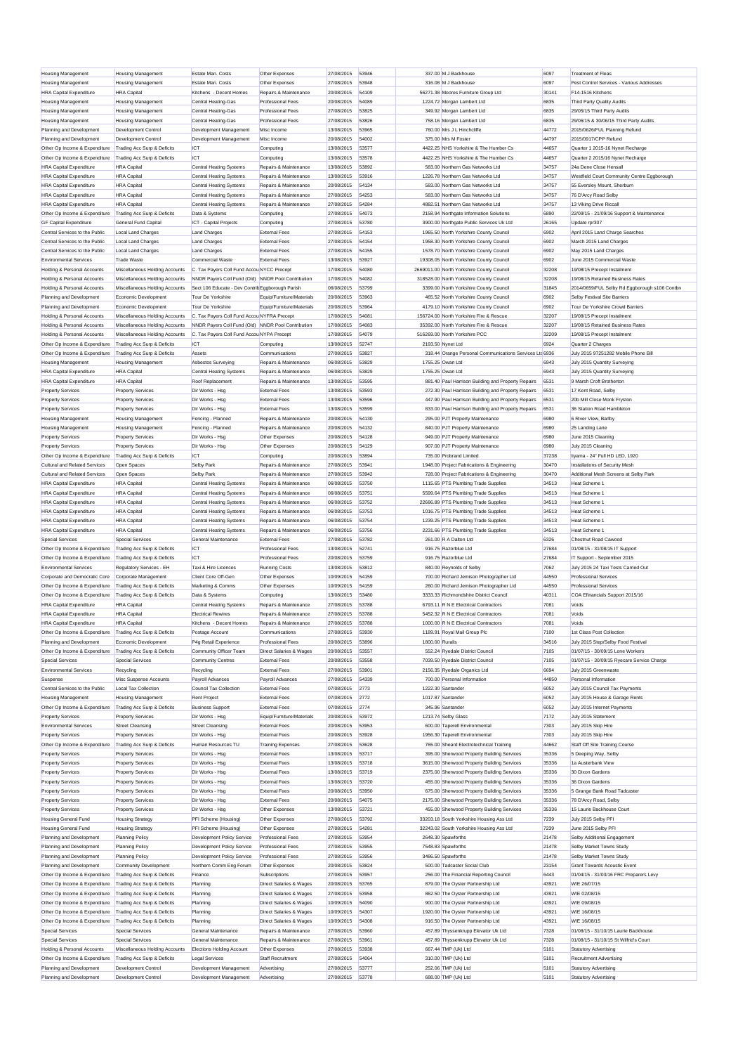| | | | | | | | | | |
|---|---|---|---|---|---|---|---|---|---|
| Housing Management | Housing Management | Estate Man. Costs | Other Expenses | 27/08/2015 | 53946 | 337.00 | M J Backhouse | 6097 | Treatment of Fleas |
| Housing Management | Housing Management | Estate Man. Costs | Other Expenses | 27/08/2015 | 53948 | 316.08 | M J Backhouse | 6097 | Pest Control Services - Various Addresses |
| HRA Capital Expenditure | HRA Capital | Kitchens - Decent Homes | Repairs & Maintenance | 20/08/2015 | 54109 | 56271.38 | Moores Furniture Group Ltd | 30141 | F14-1516 Kitchens |
| Housing Management | Housing Management | Central Heating-Gas | Professional Fees | 20/08/2015 | 54089 | 1224.72 | Morgan Lambert Ltd | 6835 | Third Party Quality Audits |
| Housing Management | Housing Management | Central Heating-Gas | Professional Fees | 27/08/2015 | 53825 | 349.92 | Morgan Lambert Ltd | 6835 | 29/05/15 Third Party Audits |
| Housing Management | Housing Management | Central Heating-Gas | Professional Fees | 27/08/2015 | 53826 | 758.16 | Morgan Lambert Ltd | 6835 | 29/06/15 & 30/06/15 Third Party Audits |
| Planning and Development | Development Control | Development Management | Misc Income | 13/08/2015 | 53965 | 760.00 | Mrs J L Hinchcliffe | 44772 | 2015/0626/FUL Planning Refund |
| Planning and Development | Development Control | Development Management | Misc Income | 20/08/2015 | 54002 | 375.00 | Mrs M Foster | 44797 | 2015/0917/CPP Refund |
| Other Op Income & Expenditure | Trading Acc Surp & Deficits | ICT | Computing | 13/08/2015 | 53577 | 4422.25 | NHS Yorkshire & The Humber Cs | 44657 | Quarter 1 2015-16 Nynet Recharge |
| Other Op Income & Expenditure | Trading Acc Surp & Deficits | ICT | Computing | 13/08/2015 | 53578 | 4422.25 | NHS Yorkshire & The Humber Cs | 44657 | Quarter 2 2015/16 Nynet Recharge |
| HRA Capital Expenditure | HRA Capital | Central Heating Systems | Repairs & Maintenance | 13/08/2015 | 53892 | 583.00 | Northern Gas Networks Ltd | 34757 | 24a Dene Close Hensall |
| HRA Capital Expenditure | HRA Capital | Central Heating Systems | Repairs & Maintenance | 13/08/2015 | 53916 | 1226.78 | Northern Gas Networks Ltd | 34757 | Westfield Court Community Centre Eggborough |
| HRA Capital Expenditure | HRA Capital | Central Heating Systems | Repairs & Maintenance | 20/08/2015 | 54134 | 583.00 | Northern Gas Networks Ltd | 34757 | 55 Eversley Mount, Sherburn |
| HRA Capital Expenditure | HRA Capital | Central Heating Systems | Repairs & Maintenance | 27/08/2015 | 54253 | 583.00 | Northern Gas Networks Ltd | 34757 | 76 D'Arcy Road Selby |
| HRA Capital Expenditure | HRA Capital | Central Heating Systems | Repairs & Maintenance | 27/08/2015 | 54284 | 4882.51 | Northern Gas Networks Ltd | 34757 | 13 Viking Drive Riccall |
| Other Op Income & Expenditure | Trading Acc Surp & Deficits | Data & Systems | Computing | 27/08/2015 | 54073 | 2158.94 | Northgate Information Solutions | 6890 | 22/09/15 - 21/09/16 Support & Maintenance |
| GF Capital Expenditure | General Fund Capital | ICT - Capital Projects | Computing | 27/08/2015 | 53780 | 3900.00 | Northgate Public Services Uk Ltd | 26165 | Update rpr307 |
| Central Services to the Public | Local Land Charges | Land Charges | External Fees | 27/08/2015 | 54153 | 1965.50 | North Yorkshire County Council | 6902 | April 2015 Land Charge Searches |
| Central Services to the Public | Local Land Charges | Land Charges | External Fees | 27/08/2015 | 54154 | 1958.30 | North Yorkshire County Council | 6902 | March 2015 Land Charges |
| Central Services to the Public | Local Land Charges | Land Charges | External Fees | 27/08/2015 | 54155 | 1578.70 | North Yorkshire County Council | 6902 | May 2015 Land Charges |
| Environmental Services | Trade Waste | Commercial Waste | External Fees | 13/08/2015 | 53927 | 19308.05 | North Yorkshire County Council | 6902 | June 2015 Commercial Waste |
| Holding & Personal Accounts | Miscellaneous Holding Accounts | C. Tax Payers Coll Fund Accou | NYCC Precept | 17/08/2015 | 54080 | 2669011.00 | North Yorkshire County Council | 32208 | 19/08/15 Precept Instalment |
| Holding & Personal Accounts | Miscellaneous Holding Accounts | NNDR Payers Coll Fund (Old) | NNDR Pool Contribution | 17/08/2015 | 54082 | 318528.00 | North Yorkshire County Council | 32208 | 19/08/15 Retained Business Rates |
| Holding & Personal Accounts | Miscellaneous Holding Accounts | Sect 106 Educate - Dev Contrib | Eggborough Parish | 06/08/2015 | 53799 | 3399.00 | North Yorkshire County Council | 31845 | 2014/0659/FUL Selby Rd Eggborough s106 Contbn |
| Planning and Development | Economic Development | Tour De Yorkshire | Equip/Furniture/Materials | 20/08/2015 | 53963 | 465.52 | North Yorkshire County Council | 6902 | Selby Festival Site Barriers |
| Planning and Development | Economic Development | Tour De Yorkshire | Equip/Furniture/Materials | 20/08/2015 | 53964 | 4179.10 | North Yorkshire County Council | 6902 | Tour De Yorkshire Crowd Barriers |
| Holding & Personal Accounts | Miscellaneous Holding Accounts | C. Tax Payers Coll Fund Accou | NYFRA Precept | 17/08/2015 | 54081 | 156724.00 | North Yorkshire Fire & Rescue | 32207 | 19/08/15 Precept Instalment |
| Holding & Personal Accounts | Miscellaneous Holding Accounts | NNDR Payers Coll Fund (Old) | NNDR Pool Contribution | 17/08/2015 | 54083 | 35392.00 | North Yorkshire Fire & Rescue | 32207 | 19/08/15 Retained Business Rates |
| Holding & Personal Accounts | Miscellaneous Holding Accounts | C. Tax Payers Coll Fund Accou | NYPA Precept | 17/08/2015 | 54079 | 516269.00 | North Yorkshire PCC | 32209 | 19/08/15 Precept Instalment |
| Other Op Income & Expenditure | Trading Acc Surp & Deficits | ICT | Computing | 13/08/2015 | 52747 | 2193.50 | Nynet Ltd | 6924 | Quarter 2 Charges |
| Other Op Income & Expenditure | Trading Acc Surp & Deficits | Assets | Communications | 27/08/2015 | 53827 | 318.44 | Orange Personal Communications Services Ltd | 6936 | July 2015 97251282 Mobile Phone Bill |
| Housing Management | Housing Management | Asbestos Surveying | Repairs & Maintenance | 06/08/2015 | 53829 | 1755.25 | Owan Ltd | 6943 | July 2015 Quantity Surveying |
| HRA Capital Expenditure | HRA Capital | Central Heating Systems | Repairs & Maintenance | 06/08/2015 | 53829 | 1755.25 | Owan Ltd | 6943 | July 2015 Quantity Surveying |
| HRA Capital Expenditure | HRA Capital | Roof Replacement | Repairs & Maintenance | 13/08/2015 | 53595 | 881.40 | Paul Harrison Building and Property Repairs | 6531 | 9 Marsh Croft Brotherton |
| Property Services | Property Services | Dir Works - Hsg | External Fees | 13/08/2015 | 53593 | 272.30 | Paul Harrison Building and Property Repairs | 6531 | 17 Kent Road, Selby |
| Property Services | Property Services | Dir Works - Hsg | External Fees | 13/08/2015 | 53596 | 447.90 | Paul Harrison Building and Property Repairs | 6531 | 20b Mill Close Monk Fryston |
| Property Services | Property Services | Dir Works - Hsg | External Fees | 13/08/2015 | 53599 | 833.00 | Paul Harrison Building and Property Repairs | 6531 | 36 Station Road Hambleton |
| Housing Management | Housing Management | Fencing - Planned | Repairs & Maintenance | 20/08/2015 | 54130 | 295.00 | PJT Property Maintenance | 6980 | 6 River View, Barlby |
| Housing Management | Housing Management | Fencing - Planned | Repairs & Maintenance | 20/08/2015 | 54132 | 840.00 | PJT Property Maintenance | 6980 | 25 Landing Lane |
| Property Services | Property Services | Dir Works - Hsg | Other Expenses | 20/08/2015 | 54128 | 949.00 | PJT Property Maintenance | 6980 | June 2015 Cleaning |
| Property Services | Property Services | Dir Works - Hsg | Other Expenses | 20/08/2015 | 54129 | 907.00 | PJT Property Maintenance | 6980 | July 2015 Cleaning |
| Other Op Income & Expenditure | Trading Acc Surp & Deficits | ICT | Computing | 20/08/2015 | 53894 | 735.00 | Probrand Limited | 37238 | Iiyama - 24" Full HD LED, 1920 |
| Cultural and Related Services | Open Spaces | Selby Park | Repairs & Maintenance | 27/08/2015 | 53941 | 1948.00 | Project Fabrications & Engineering | 30470 | Installations of Security Mesh |
| Cultural and Related Services | Open Spaces | Selby Park | Repairs & Maintenance | 27/08/2015 | 53942 | 728.00 | Project Fabrications & Engineering | 30470 | Additional Mesh Screens at Selby Park |
| HRA Capital Expenditure | HRA Capital | Central Heating Systems | Repairs & Maintenance | 06/08/2015 | 53750 | 1115.65 | PTS Plumbing Trade Supplies | 34513 | Heat Scheme 1 |
| HRA Capital Expenditure | HRA Capital | Central Heating Systems | Repairs & Maintenance | 06/08/2015 | 53751 | 5599.64 | PTS Plumbing Trade Supplies | 34513 | Heat Scheme 1 |
| HRA Capital Expenditure | HRA Capital | Central Heating Systems | Repairs & Maintenance | 06/08/2015 | 53752 | 22686.89 | PTS Plumbing Trade Supplies | 34513 | Heat Scheme 1 |
| HRA Capital Expenditure | HRA Capital | Central Heating Systems | Repairs & Maintenance | 06/08/2015 | 53753 | 1016.75 | PTS Plumbing Trade Supplies | 34513 | Heat Scheme 1 |
| HRA Capital Expenditure | HRA Capital | Central Heating Systems | Repairs & Maintenance | 06/08/2015 | 53754 | 1239.25 | PTS Plumbing Trade Supplies | 34513 | Heat Scheme 1 |
| HRA Capital Expenditure | HRA Capital | Central Heating Systems | Repairs & Maintenance | 06/08/2015 | 53756 | 2231.66 | PTS Plumbing Trade Supplies | 34513 | Heat Scheme 1 |
| Special Services | Special Services | General Maintenance | External Fees | 27/08/2015 | 53782 | 261.00 | R A Dalton Ltd | 6326 | Chestnut Road Cawood |
| Other Op Income & Expenditure | Trading Acc Surp & Deficits | ICT | Professional Fees | 13/08/2015 | 52741 | 916.75 | Razorblue Ltd | 27684 | 01/08/15 - 31/08/15 IT Support |
| Other Op Income & Expenditure | Trading Acc Surp & Deficits | ICT | Professional Fees | 20/08/2015 | 53759 | 916.75 | Razorblue Ltd | 27684 | IT Support - September 2015 |
| Environmental Services | Regulatory Services - EH | Taxi & Hire Licences | Running Costs | 13/08/2015 | 53812 | 840.00 | Reynolds of Selby | 7062 | July 2015 24 Taxi Tests Carried Out |
| Corporate and Democratic Core | Corporate Management | Client Core Off-Gen | Other Expenses | 10/09/2015 | 54159 | 700.00 | Richard Jemison Photographer Ltd | 44550 | Professional Services |
| Other Op Income & Expenditure | Trading Acc Surp & Deficits | Marketing & Comms | Other Expenses | 10/09/2015 | 54159 | 260.00 | Richard Jemison Photographer Ltd | 44550 | Professional Services |
| Other Op Income & Expenditure | Trading Acc Surp & Deficits | Data & Systems | Computing | 13/08/2015 | 53480 | 3333.33 | Richmondshire District Council | 40311 | COA Efinancials Support 2015/16 |
| HRA Capital Expenditure | HRA Capital | Central Heating Systems | Repairs & Maintenance | 27/08/2015 | 53788 | 6793.11 | R N E Electrical Contractors | 7081 | Voids |
| HRA Capital Expenditure | HRA Capital | Electrical Rewires | Repairs & Maintenance | 27/08/2015 | 53788 | 5452.32 | R N E Electrical Contractors | 7081 | Voids |
| HRA Capital Expenditure | HRA Capital | Kitchens - Decent Homes | Repairs & Maintenance | 27/08/2015 | 53788 | 1000.00 | R N E Electrical Contractors | 7081 | Voids |
| Other Op Income & Expenditure | Trading Acc Surp & Deficits | Postage Account | Communications | 27/08/2015 | 53930 | 1189.91 | Royal Mail Group Plc | 7100 | 1st Class Post Collection |
| Planning and Development | Economic Development | P4g Retail Experience | Professional Fees | 20/08/2015 | 53896 | 1800.00 | Ruralis | 34516 | July 2015 Step/Selby Food Festival |
| Other Op Income & Expenditure | Trading Acc Surp & Deficits | Community Officer Team | Direct Salaries & Wages | 20/08/2015 | 53557 | 552.24 | Ryedale District Council | 7105 | 01/07/15 - 30/09/15 Lone Workers |
| Special Services | Special Services | Community Centres | External Fees | 20/08/2015 | 53558 | 7039.50 | Ryedale District Council | 7105 | 01/07/15 - 30/09/15 Ryecare Service Charge |
| Environmental Services | Recycling | Recycling | External Fees | 27/08/2015 | 53901 | 2156.35 | Ryedale Organics Ltd | 6694 | July 2015 Greenwaste |
| Suspense | Misc Suspense Accounts | Payroll Advances | Payroll Advances | 27/08/2015 | 54339 | 700.00 | Personal Information | 44850 | Personal Information |
| Central Services to the Public | Local Tax Collection | Council Tax Collection | External Fees | 07/08/2015 | 2773 | 1222.30 | Santander | 6052 | July 2015 Council Tax Payments |
| Housing Management | Housing Management | Rent Project | External Fees | 07/08/2015 | 2772 | 1017.87 | Santander | 6052 | July 2015 House & Garage Rents |
| Other Op Income & Expenditure | Trading Acc Surp & Deficits | Business Support | External Fees | 07/08/2015 | 2774 | 345.96 | Santander | 6052 | July 2015 Internet Payments |
| Property Services | Property Services | Dir Works - Hsg | Equip/Furniture/Materials | 20/08/2015 | 53972 | 1213.74 | Selby Glass | 7172 | July 2015 Statement |
| Environmental Services | Street Cleansing | Street Cleansing | External Fees | 20/08/2015 | 53953 | 600.00 | Taperell Environmental | 7303 | July 2015 Skip Hire |
| Property Services | Property Services | Dir Works - Hsg | External Fees | 20/08/2015 | 53928 | 1956.30 | Taperell Environmental | 7303 | July 2015 Skip Hire |
| Other Op Income & Expenditure | Trading Acc Surp & Deficits | Human Resources TU | Training Expenses | 27/08/2015 | 53628 | 765.00 | Sheard Electrotechnical Training | 44662 | Staff Off Site Training Course |
| Property Services | Property Services | Dir Works - Hsg | External Fees | 13/08/2015 | 53717 | 395.00 | Sherwood Property Building Services | 35336 | 5 Deeping Way, Selby |
| Property Services | Property Services | Dir Works - Hsg | External Fees | 13/08/2015 | 53718 | 3615.00 | Sherwood Property Building Services | 35336 | 1a Austerbank View |
| Property Services | Property Services | Dir Works - Hsg | External Fees | 13/08/2015 | 53719 | 2375.00 | Sherwood Property Building Services | 35336 | 30 Dixon Gardens |
| Property Services | Property Services | Dir Works - Hsg | External Fees | 13/08/2015 | 53720 | 455.00 | Sherwood Property Building Services | 35336 | 36 Dixon Gardens |
| Property Services | Property Services | Dir Works - Hsg | External Fees | 20/08/2015 | 53950 | 675.00 | Sherwood Property Building Services | 35336 | 5 Grange Bank Road Tadcaster |
| Property Services | Property Services | Dir Works - Hsg | External Fees | 20/08/2015 | 54075 | 2175.00 | Sherwood Property Building Services | 35336 | 78 D'Arcy Road, Selby |
| Property Services | Property Services | Dir Works - Hsg | Other Expenses | 13/08/2015 | 53721 | 455.00 | Sherwood Property Building Services | 35336 | 15 Laurie Backhouse Court |
| Housing General Fund | Housing Strategy | PFI Scheme (Housing) | Other Expenses | 27/08/2015 | 53792 | 33203.18 | South Yorkshire Housing Ass Ltd | 7239 | July 2015 Selby PFI |
| Housing General Fund | Housing Strategy | PFI Scheme (Housing) | Other Expenses | 27/08/2015 | 54281 | 32243.02 | South Yorkshire Housing Ass Ltd | 7239 | June 2015 Selby PFI |
| Planning and Development | Planning Policy | Development Policy Service | Professional Fees | 27/08/2015 | 53954 | 2648.30 | Spawforths | 21478 | Selby Additional Engagement |
| Planning and Development | Planning Policy | Development Policy Service | Professional Fees | 27/08/2015 | 53955 | 7548.83 | Spawforths | 21478 | Selby Market Towns Study |
| Planning and Development | Planning Policy | Development Policy Service | Professional Fees | 27/08/2015 | 53956 | 3486.50 | Spawforths | 21478 | Selby Market Towns Study |
| Planning and Development | Community Development | Northern Comm Eng Forum | Other Expenses | 20/08/2015 | 53824 | 500.00 | Tadcaster Social Club | 23154 | Grant Towards Acoustic Event |
| Other Op Income & Expenditure | Trading Acc Surp & Deficits | Finance | Subscriptions | 27/08/2015 | 53957 | 256.00 | The Financial Reporting Council | 6443 | 01/04/15 - 31/03/16 FRC Preparers Levy |
| Other Op Income & Expenditure | Trading Acc Surp & Deficits | Planning | Direct Salaries & Wages | 20/08/2015 | 53765 | 879.00 | The Oyster Partnership Ltd | 43921 | W/E 26/07/15 |
| Other Op Income & Expenditure | Trading Acc Surp & Deficits | Planning | Direct Salaries & Wages | 27/08/2015 | 53958 | 862.50 | The Oyster Partnership Ltd | 43921 | W/E 02/08/15 |
| Other Op Income & Expenditure | Trading Acc Surp & Deficits | Planning | Direct Salaries & Wages | 10/09/2015 | 54090 | 900.00 | The Oyster Partnership Ltd | 43921 | W/E 09/08/15 |
| Other Op Income & Expenditure | Trading Acc Surp & Deficits | Planning | Direct Salaries & Wages | 10/09/2015 | 54307 | 1920.00 | The Oyster Partnership Ltd | 43921 | W/E 16/08/15 |
| Other Op Income & Expenditure | Trading Acc Surp & Deficits | Planning | Direct Salaries & Wages | 10/09/2015 | 54308 | 916.50 | The Oyster Partnership Ltd | 43921 | W/E 16/08/15 |
| Special Services | Special Services | General Maintenance | Repairs & Maintenance | 27/08/2015 | 53960 | 457.89 | Thyssenkrupp Elevator Uk Ltd | 7328 | 01/08/15 - 31/10/15 Laurie Backhouse |
| Special Services | Special Services | General Maintenance | Repairs & Maintenance | 27/08/2015 | 53961 | 457.89 | Thyssenkrupp Elevator Uk Ltd | 7328 | 01/08/15 - 31/10/15 St Wilfrid's Court |
| Holding & Personal Accounts | Miscellaneous Holding Accounts | Elections Holding Account | Other Expenses | 27/08/2015 | 53938 | 667.44 | TMP (Uk) Ltd | 5101 | Statutory Advertising |
| Other Op Income & Expenditure | Trading Acc Surp & Deficits | Legal Services | Staff Recruitment | 27/08/2015 | 54064 | 310.00 | TMP (Uk) Ltd | 5101 | Recruitment Advertising |
| Planning and Development | Development Control | Development Management | Advertising | 27/08/2015 | 53777 | 252.06 | TMP (Uk) Ltd | 5101 | Statutory Advertising |
| Planning and Development | Development Control | Development Management | Advertising | 27/08/2015 | 53778 | 688.00 | TMP (Uk) Ltd | 5101 | Statutory Advertising |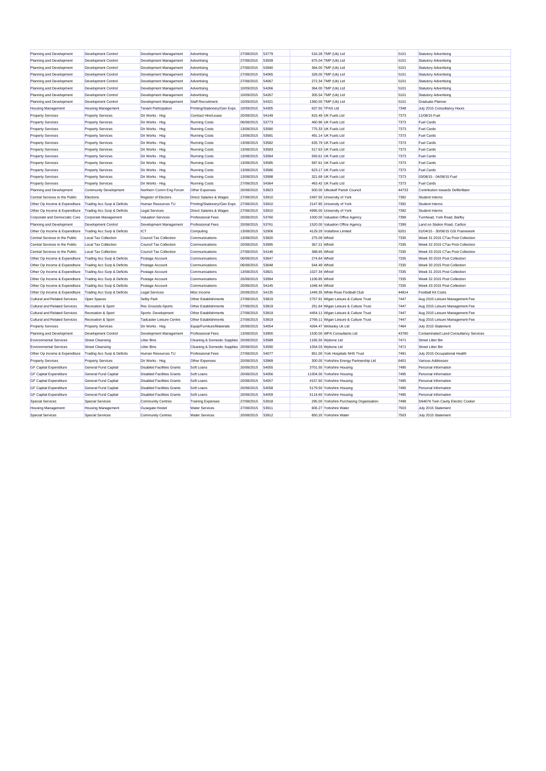| | | | | | | | | | |
|---|---|---|---|---|---|---|---|---|---|
| Planning and Development | Development Control | Development Management | Advertising | 27/08/2015 | 53779 | 516.28 | TMP (Uk) Ltd | 5101 | Statutory Advertising |
| Planning and Development | Development Control | Development Management | Advertising | 27/08/2015 | 53939 | 675.04 | TMP (Uk) Ltd | 5101 | Statutory Advertising |
| Planning and Development | Development Control | Development Management | Advertising | 27/08/2015 | 53940 | 364.00 | TMP (Uk) Ltd | 5101 | Statutory Advertising |
| Planning and Development | Development Control | Development Management | Advertising | 27/08/2015 | 54065 | 328.00 | TMP (Uk) Ltd | 5101 | Statutory Advertising |
| Planning and Development | Development Control | Development Management | Advertising | 27/08/2015 | 54067 | 272.34 | TMP (Uk) Ltd | 5101 | Statutory Advertising |
| Planning and Development | Development Control | Development Management | Advertising | 10/09/2015 | 54266 | 364.00 | TMP (Uk) Ltd | 5101 | Statutory Advertising |
| Planning and Development | Development Control | Development Management | Advertising | 10/09/2015 | 54267 | 305.54 | TMP (Uk) Ltd | 5101 | Statutory Advertising |
| Planning and Development | Development Control | Development Management | Staff Recruitment | 10/09/2015 | 54321 | 1360.00 | TMP (Uk) Ltd | 5101 | Graduate Planner |
| Housing Management | Housing Management | Tenant Participation | Printing/Stationery/Gen Exps | 10/09/2015 | 54305 | 637.50 | TPAS Ltd | 7348 | July 2015 Consultancy Hours |
| Property Services | Property Services | Dir Works - Hsg | Contract Hire/Lease | 20/08/2015 | 54149 | 815.49 | UK Fuels Ltd | 7373 | 11/08/15 Fuel |
| Property Services | Property Services | Dir Works - Hsg | Running Costs | 06/08/2015 | 53773 | 460.96 | UK Fuels Ltd | 7373 | Fuel Cards |
| Property Services | Property Services | Dir Works - Hsg | Running Costs | 13/08/2015 | 53580 | 775.33 | UK Fuels Ltd | 7373 | Fuel Cards |
| Property Services | Property Services | Dir Works - Hsg | Running Costs | 13/08/2015 | 53581 | 491.14 | UK Fuels Ltd | 7373 | Fuel Cards |
| Property Services | Property Services | Dir Works - Hsg | Running Costs | 13/08/2015 | 53582 | 635.79 | UK Fuels Ltd | 7373 | Fuel Cards |
| Property Services | Property Services | Dir Works - Hsg | Running Costs | 13/08/2015 | 53583 | 517.63 | UK Fuels Ltd | 7373 | Fuel Cards |
| Property Services | Property Services | Dir Works - Hsg | Running Costs | 13/08/2015 | 53584 | 593.61 | UK Fuels Ltd | 7373 | Fuel Cards |
| Property Services | Property Services | Dir Works - Hsg | Running Costs | 13/08/2015 | 53585 | 587.61 | UK Fuels Ltd | 7373 | Fuel Cards |
| Property Services | Property Services | Dir Works - Hsg | Running Costs | 13/08/2015 | 53586 | 623.17 | UK Fuels Ltd | 7373 | Fuel Cards |
| Property Services | Property Services | Dir Works - Hsg | Running Costs | 13/08/2015 | 53998 | 321.69 | UK Fuels Ltd | 7373 | 03/08/15 - 04/08/15 Fuel |
| Property Services | Property Services | Dir Works - Hsg | Running Costs | 27/08/2015 | 54364 | 463.42 | UK Fuels Ltd | 7373 | Fuel Cards |
| Planning and Development | Community Development | Northern Comm Eng Forum | Other Expenses | 20/08/2015 | 53823 | 500.00 | Ulleskelf Parish Council | 44733 | Contribution towards Defibrillator |
| Central Services to the Public | Elections | Register of Electors | Direct Salaries & Wages | 27/08/2015 | 53910 | 2497.50 | University of York | 7392 | Student Interns |
| Other Op Income & Expenditure | Trading Acc Surp & Deficits | Human Resources TU | Printing/Stationery/Gen Exps | 27/08/2015 | 53910 | 2147.85 | University of York | 7392 | Student Interns |
| Other Op Income & Expenditure | Trading Acc Surp & Deficits | Legal Services | Direct Salaries & Wages | 27/08/2015 | 53910 | 4995.00 | University of York | 7392 | Student Interns |
| Corporate and Democratic Core | Corporate Management | Valuation Services | Professional Fees | 20/08/2015 | 53760 | 1000.00 | Valuation Office Agency | 7399 | Turnhead, York Road, Barlby |
| Planning and Development | Development Control | Development Management | Professional Fees | 20/08/2015 | 53761 | 1520.00 | Valuation Office Agency | 7399 | Land on Station Road, Carlton |
| Other Op Income & Expenditure | Trading Acc Surp & Deficits | ICT | Computing | 13/08/2015 | 52906 | 4129.29 | Vodafone Limited | 6201 | 01/04/15 - 30/06/15 GSI Framework |
| Central Services to the Public | Local Tax Collection | Council Tax Collection | Communications | 13/08/2015 | 53820 | 275.09 | Whistl | 7335 | Week 31 2015 CTax Post Collection |
| Central Services to the Public | Local Tax Collection | Council Tax Collection | Communications | 20/08/2015 | 53995 | 367.21 | Whistl | 7335 | Week 32 2015 CTax Post Collection |
| Central Services to the Public | Local Tax Collection | Council Tax Collection | Communications | 27/08/2015 | 54146 | 388.65 | Whistl | 7335 | Week 33 2015 CTax Post Collection |
| Other Op Income & Expenditure | Trading Acc Surp & Deficits | Postage Account | Communications | 06/08/2015 | 53647 | 274.64 | Whistl | 7335 | Week 30 2015 Post Collection |
| Other Op Income & Expenditure | Trading Acc Surp & Deficits | Postage Account | Communications | 06/08/2015 | 53648 | 544.49 | Whistl | 7335 | Week 30 2015 Post Collection |
| Other Op Income & Expenditure | Trading Acc Surp & Deficits | Postage Account | Communications | 13/08/2015 | 53821 | 1027.34 | Whistl | 7335 | Week 31 2015 Post Collection |
| Other Op Income & Expenditure | Trading Acc Surp & Deficits | Postage Account | Communications | 20/08/2015 | 53994 | 1106.85 | Whistl | 7335 | Week 32 2015 Post Collection |
| Other Op Income & Expenditure | Trading Acc Surp & Deficits | Postage Account | Communications | 20/08/2015 | 54145 | 1048.44 | Whistl | 7335 | Week 33 2015 Post Collection |
| Other Op Income & Expenditure | Trading Acc Surp & Deficits | Legal Services | Misc Income | 20/08/2015 | 54135 | 1449.35 | White Rose Football Club | 44814 | Football Kit Costs |
| Cultural and Related Services | Open Spaces | Selby Park | Other Establishments | 27/08/2015 | 53819 | 2757.91 | Wigan Leisure & Culture Trust | 7447 | Aug 2015 Leisure Management Fee |
| Cultural and Related Services | Recreation & Sport | Rec Grounds-Sports | Other Establishments | 27/08/2015 | 53819 | 251.64 | Wigan Leisure & Culture Trust | 7447 | Aug 2015 Leisure Management Fee |
| Cultural and Related Services | Recreation & Sport | Sports Development | Other Establishments | 27/08/2015 | 53819 | 4454.11 | Wigan Leisure & Culture Trust | 7447 | Aug 2015 Leisure Management Fee |
| Cultural and Related Services | Recreation & Sport | Tadcaster Leisure Centre | Other Establishments | 27/08/2015 | 53819 | 2769.11 | Wigan Leisure & Culture Trust | 7447 | Aug 2015 Leisure Management Fee |
| Property Services | Property Services | Dir Works - Hsg | Equip/Furniture/Materials | 20/08/2015 | 54054 | 4264.47 | Wolseley Uk Ltd | 7464 | July 2015 Statement |
| Planning and Development | Development Control | Development Management | Professional Fees | 13/08/2015 | 53900 | 1530.00 | WPA Consultants Ltd | 43780 | Contaminated Land Consultancy Services |
| Environmental Services | Street Cleansing | Litter Bins | Cleaning & Domestic Supplies | 20/08/2015 | 53589 | 1165.50 | Wybone Ltd | 7471 | Street Litter Bin |
| Environmental Services | Street Cleansing | Litter Bins | Cleaning & Domestic Supplies | 20/08/2015 | 53590 | 1054.03 | Wybone Ltd | 7471 | Street Litter Bin |
| Other Op Income & Expenditure | Trading Acc Surp & Deficits | Human Resources TU | Professional Fees | 27/08/2015 | 54077 | 851.00 | York Hospitals NHS Trust | 7491 | July 2015 Occupational Health |
| Property Services | Property Services | Dir Works - Hsg | Other Expenses | 20/08/2015 | 53969 | 300.00 | Yorkshire Energy Partnership Ltd | 6401 | Various Addresses |
| GF Capital Expenditure | General Fund Capital | Disabled Facilities Grants | Soft Loans | 20/08/2015 | 54055 | 3701.50 | Yorkshire Housing | 7495 | Personal Information |
| GF Capital Expenditure | General Fund Capital | Disabled Facilities Grants | Soft Loans | 20/08/2015 | 54056 | 11004.00 | Yorkshire Housing | 7495 | Personal Information |
| GF Capital Expenditure | General Fund Capital | Disabled Facilities Grants | Soft Loans | 20/08/2015 | 54057 | 4157.60 | Yorkshire Housing | 7495 | Personal Information |
| GF Capital Expenditure | General Fund Capital | Disabled Facilities Grants | Soft Loans | 20/08/2015 | 54058 | 5179.50 | Yorkshire Housing | 7495 | Personal Information |
| GF Capital Expenditure | General Fund Capital | Disabled Facilities Grants | Soft Loans | 20/08/2015 | 54059 | 5114.60 | Yorkshire Housing | 7495 | Personal Information |
| Special Services | Special Services | Community Centres | Training Expenses | 27/08/2015 | 53918 | 295.00 | Yorkshire Purchasing Organisation | 7498 | D64676 Twin Cavity Electric Cooker |
| Housing Management | Housing Management | Ousegate Hostel | Water Services | 27/08/2015 | 53911 | 606.27 | Yorkshire Water | 7503 | July 2015 Statement |
| Special Services | Special Services | Community Centres | Water Services | 20/08/2015 | 53912 | 850.20 | Yorkshire Water | 7503 | July 2015 Statement |